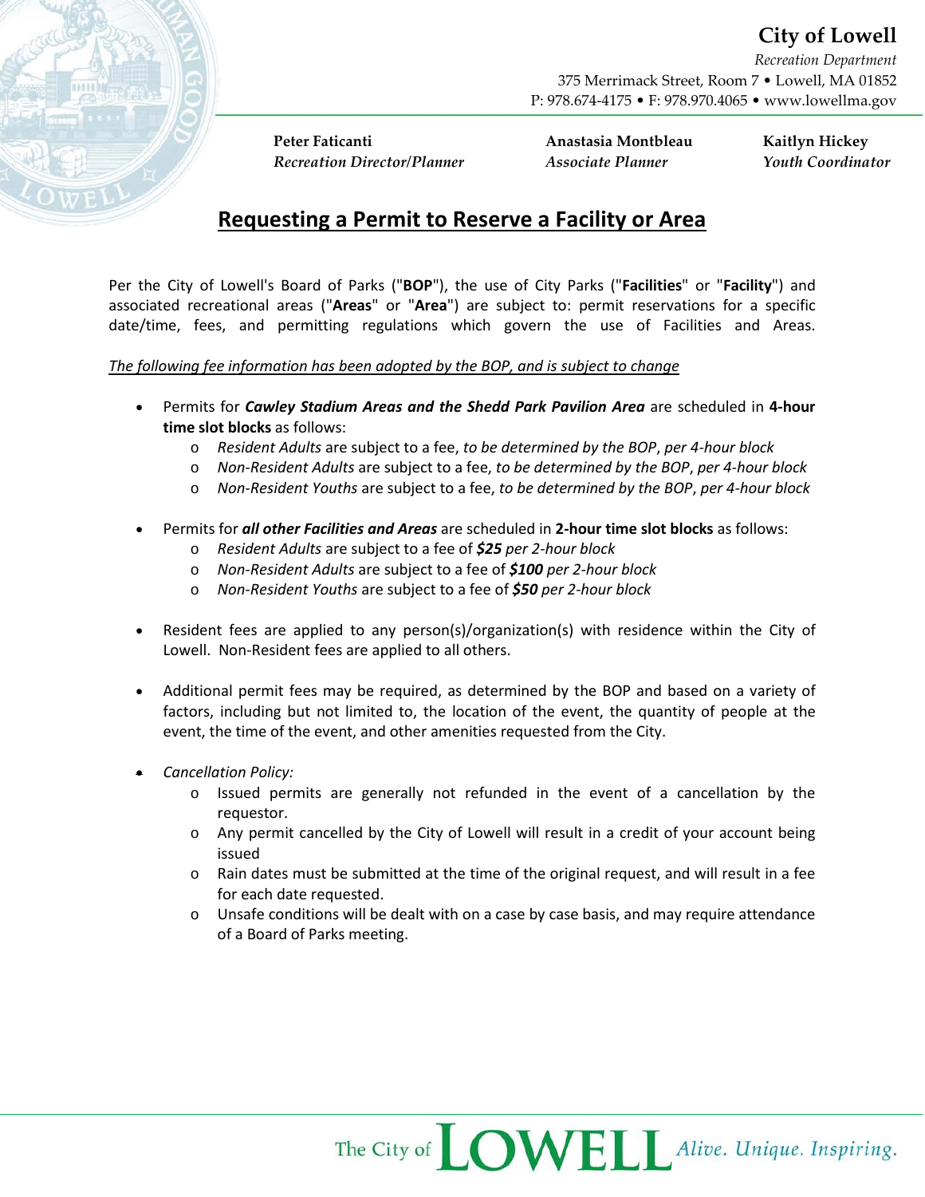**City of Lowell**

*Recreation Department*

375 Merrimack Street, Room 7 • Lowell, MA 01852

P: 978.674-4175 • F: 978.970.4065 • www.lowellma.gov

**Peter Faticanti**
*Recreation Director/Planner*

**Anastasia Montbleau**
*Associate Planner*

**Kaitlyn Hickey**
*Youth Coordinator*

# Requesting a Permit to Reserve a Facility or Area

Per the City of Lowell's Board of Parks ("**BOP**"), the use of City Parks ("**Facilities**" or "**Facility**") and associated recreational areas ("**Areas**" or "**Area**") are subject to: permit reservations for a specific date/time, fees, and permitting regulations which govern the use of Facilities and Areas.

*The following fee information has been adopted by the BOP, and is subject to change*

- Permits for ***Cawley Stadium Areas and the Shedd Park Pavilion Area*** are scheduled in **4-hour time slot blocks** as follows:
    - *Resident Adults* are subject to a fee, *to be determined by the BOP*, *per 4-hour block*
    - *Non-Resident Adults* are subject to a fee, *to be determined by the BOP*, *per 4-hour block*
    - *Non-Resident Youths* are subject to a fee, *to be determined by the BOP*, *per 4-hour block*

- Permits for ***all other Facilities and Areas*** are scheduled in **2-hour time slot blocks** as follows:
    - *Resident Adults* are subject to a fee of ***$25*** *per 2-hour block*
    - *Non-Resident Adults* are subject to a fee of ***$100*** *per 2-hour block*
    - *Non-Resident Youths* are subject to a fee of ***$50*** *per 2-hour block*

- Resident fees are applied to any person(s)/organization(s) with residence within the City of Lowell. Non-Resident fees are applied to all others.

- Additional permit fees may be required, as determined by the BOP and based on a variety of factors, including but not limited to, the location of the event, the quantity of people at the event, the time of the event, and other amenities requested from the City.

- *Cancellation Policy:*
    - Issued permits are generally not refunded in the event of a cancellation by the requestor.
    - Any permit cancelled by the City of Lowell will result in a credit of your account being issued
    - Rain dates must be submitted at the time of the original request, and will result in a fee for each date requested.
    - Unsafe conditions will be dealt with on a case by case basis, and may require attendance of a Board of Parks meeting.

The City of LOWELL *Alive. Unique. Inspiring.*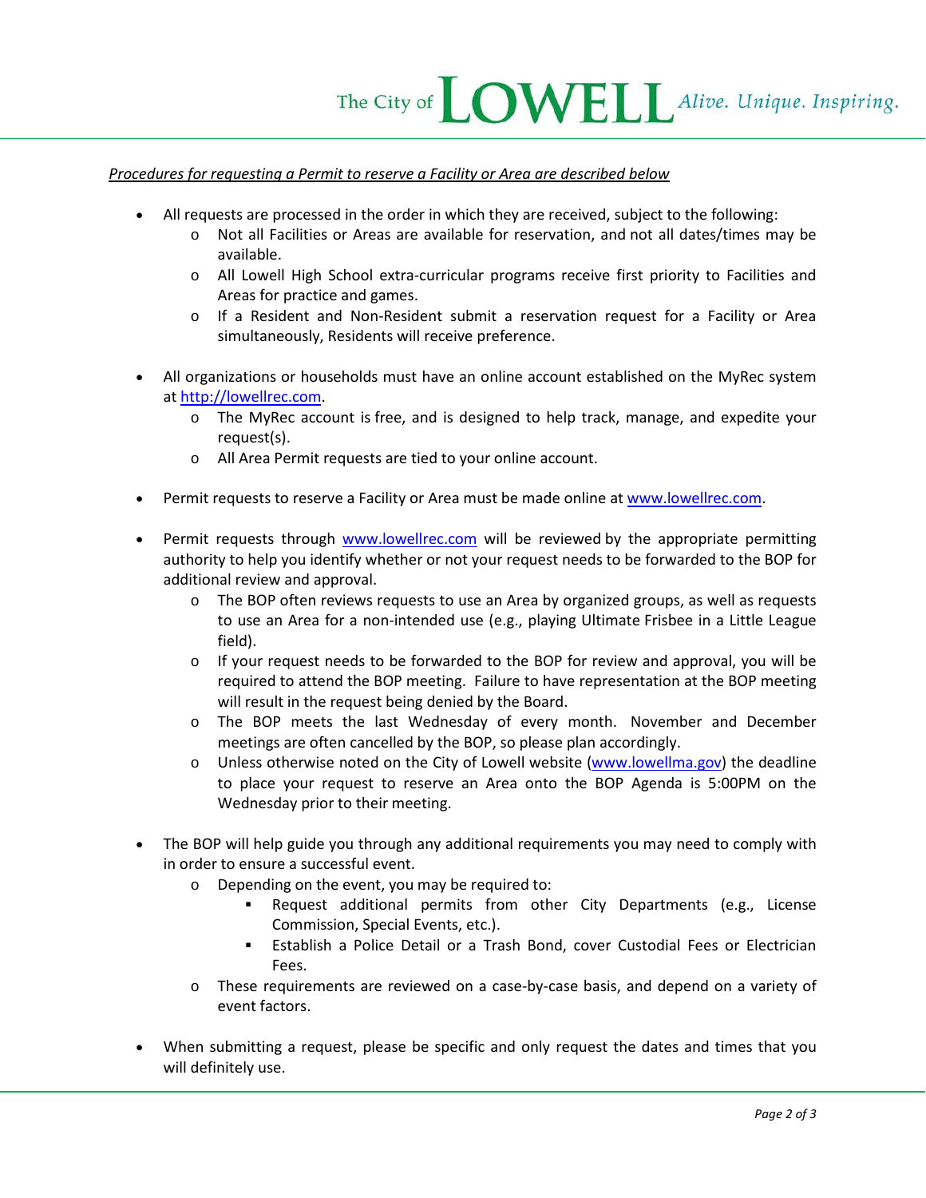*Procedures for requesting a Permit to reserve a Facility or Area are described below*

- All requests are processed in the order in which they are received, subject to the following:
  - Not all Facilities or Areas are available for reservation, and not all dates/times may be available.
  - All Lowell High School extra-curricular programs receive first priority to Facilities and Areas for practice and games.
  - If a Resident and Non-Resident submit a reservation request for a Facility or Area simultaneously, Residents will receive preference.

- All organizations or households must have an online account established on the MyRec system at http://lowellrec.com.
  - The MyRec account is free, and is designed to help track, manage, and expedite your request(s).
  - All Area Permit requests are tied to your online account.

- Permit requests to reserve a Facility or Area must be made online at www.lowellrec.com.

- Permit requests through www.lowellrec.com will be reviewed by the appropriate permitting authority to help you identify whether or not your request needs to be forwarded to the BOP for additional review and approval.
  - The BOP often reviews requests to use an Area by organized groups, as well as requests to use an Area for a non-intended use (e.g., playing Ultimate Frisbee in a Little League field).
  - If your request needs to be forwarded to the BOP for review and approval, you will be required to attend the BOP meeting. Failure to have representation at the BOP meeting will result in the request being denied by the Board.
  - The BOP meets the last Wednesday of every month. November and December meetings are often cancelled by the BOP, so please plan accordingly.
  - Unless otherwise noted on the City of Lowell website (www.lowellma.gov) the deadline to place your request to reserve an Area onto the BOP Agenda is 5:00PM on the Wednesday prior to their meeting.

- The BOP will help guide you through any additional requirements you may need to comply with in order to ensure a successful event.
  - Depending on the event, you may be required to:
    - Request additional permits from other City Departments (e.g., License Commission, Special Events, etc.).
    - Establish a Police Detail or a Trash Bond, cover Custodial Fees or Electrician Fees.
  - These requirements are reviewed on a case-by-case basis, and depend on a variety of event factors.

- When submitting a request, please be specific and only request the dates and times that you will definitely use.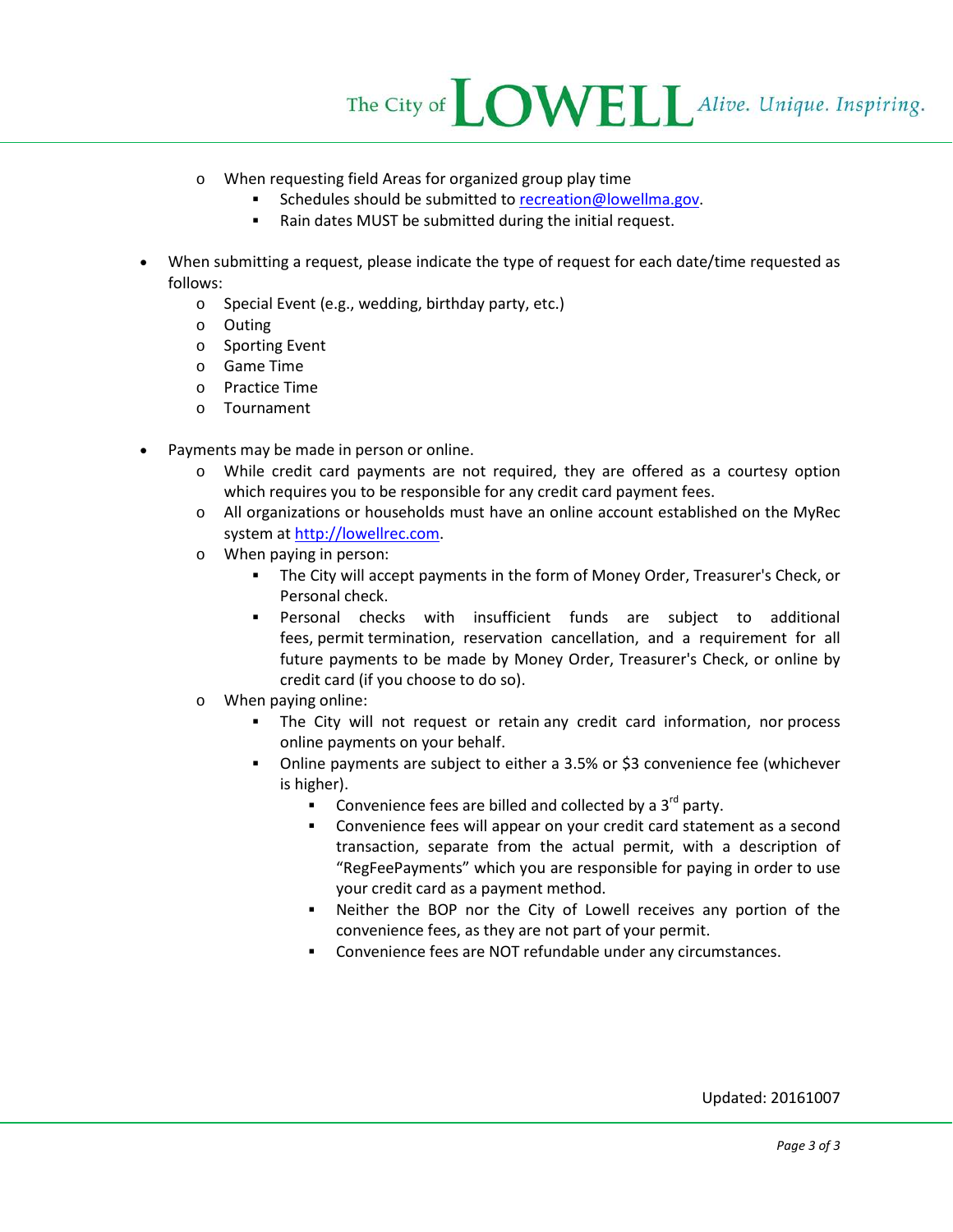- When requesting field Areas for organized group play time
  - Schedules should be submitted to [recreation@lowellma.gov](mailto:recreation@lowellma.gov).
  - Rain dates MUST be submitted during the initial request.

- When submitting a request, please indicate the type of request for each date/time requested as follows:
  - Special Event (e.g., wedding, birthday party, etc.)
  - Outing
  - Sporting Event
  - Game Time
  - Practice Time
  - Tournament

- Payments may be made in person or online.
  - While credit card payments are not required, they are offered as a courtesy option which requires you to be responsible for any credit card payment fees.
  - All organizations or households must have an online account established on the MyRec system at [http://lowellrec.com](http://lowellrec.com).
  - When paying in person:
    - The City will accept payments in the form of Money Order, Treasurer's Check, or Personal check.
    - Personal checks with insufficient funds are subject to additional fees, permit termination, reservation cancellation, and a requirement for all future payments to be made by Money Order, Treasurer's Check, or online by credit card (if you choose to do so).
  - When paying online:
    - The City will not request or retain any credit card information, nor process online payments on your behalf.
    - Online payments are subject to either a 3.5% or $3 convenience fee (whichever is higher).
      - Convenience fees are billed and collected by a 3rd party.
      - Convenience fees will appear on your credit card statement as a second transaction, separate from the actual permit, with a description of "RegFeePayments" which you are responsible for paying in order to use your credit card as a payment method.
      - Neither the BOP nor the City of Lowell receives any portion of the convenience fees, as they are not part of your permit.
      - Convenience fees are NOT refundable under any circumstances.

Updated: 20161007